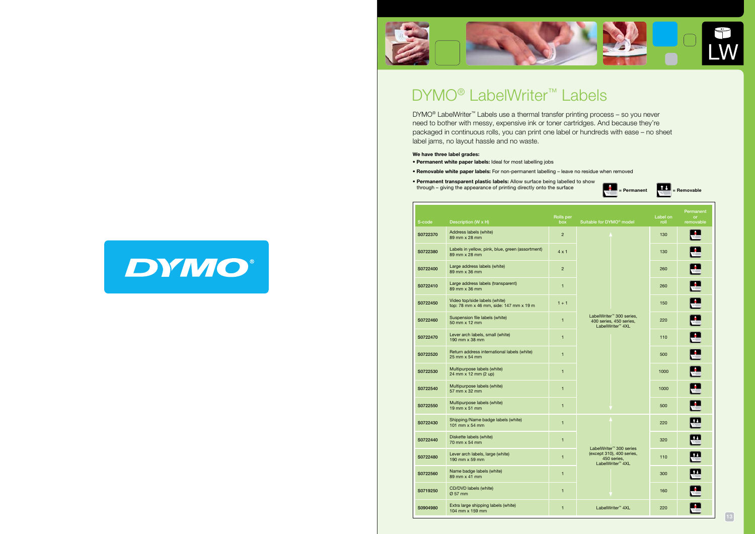DYMO®

LW

# DYMO® LabelWriter™ Labels

DYMO® LabelWriter™ Labels use a thermal transfer printing process – so you never need to bother with messy, expensive ink or toner cartridges. And because they're packaged in continuous rolls, you can print one label or hundreds with ease – no sheet label jams, no layout hassle and no waste.

**We have three label grades:**

- **Permanent white paper labels:** Ideal for most labelling jobs
- **Removable white paper labels:** For non-permanent labelling – leave no residue when removed
- **Permanent transparent plastic labels:** Allow surface being labelled to show through – giving the appearance of printing directly onto the surface

= Permanent = Removable

| S-code | Description (W x H) | Rolls per box | Suitable for DYMO® model | Label on roll | Permanent or removable |
|---|---|---|---|---|---|
| S0722370 | Address labels (white) 89 mm x 28 mm | 2 | LabelWriter™ 300 series, 400 series, 450 series, LabelWriter™ 4XL | 130 | Permanent |
| S0722380 | Labels in yellow, pink, blue, green (assortment) 89 mm x 28 mm | 4 x 1 | LabelWriter™ 300 series, 400 series, 450 series, LabelWriter™ 4XL | 130 | Permanent |
| S0722400 | Large address labels (white) 89 mm x 36 mm | 2 | LabelWriter™ 300 series, 400 series, 450 series, LabelWriter™ 4XL | 260 | Permanent |
| S0722410 | Large address labels (transparent) 89 mm x 36 mm | 1 | LabelWriter™ 300 series, 400 series, 450 series, LabelWriter™ 4XL | 260 | Permanent |
| S0722450 | Video top/side labels (white) top: 78 mm x 46 mm, side: 147 mm x 19 m | 1 + 1 | LabelWriter™ 300 series, 400 series, 450 series, LabelWriter™ 4XL | 150 | Permanent |
| S0722460 | Suspension file labels (white) 50 mm x 12 mm | 1 | LabelWriter™ 300 series, 400 series, 450 series, LabelWriter™ 4XL | 220 | Permanent |
| S0722470 | Lever arch labels, small (white) 190 mm x 38 mm | 1 | LabelWriter™ 300 series, 400 series, 450 series, LabelWriter™ 4XL | 110 | Permanent |
| S0722520 | Return address international labels (white) 25 mm x 54 mm | 1 | LabelWriter™ 300 series, 400 series, 450 series, LabelWriter™ 4XL | 500 | Permanent |
| S0722530 | Multipurpose labels (white) 24 mm x 12 mm (2 up) | 1 | LabelWriter™ 300 series, 400 series, 450 series, LabelWriter™ 4XL | 1000 | Permanent |
| S0722540 | Multipurpose labels (white) 57 mm x 32 mm | 1 | LabelWriter™ 300 series, 400 series, 450 series, LabelWriter™ 4XL | 1000 | Permanent |
| S0722550 | Multipurpose labels (white) 19 mm x 51 mm | 1 | LabelWriter™ 300 series, 400 series, 450 series, LabelWriter™ 4XL | 500 | Permanent |
| S0722430 | Shipping/Name badge labels (white) 101 mm x 54 mm | 1 | LabelWriter™ 300 series (except 310), 400 series, 450 series, LabelWriter™ 4XL | 220 | Removable |
| S0722440 | Diskette labels (white) 70 mm x 54 mm | 1 | LabelWriter™ 300 series (except 310), 400 series, 450 series, LabelWriter™ 4XL | 320 | Removable |
| S0722480 | Lever arch labels, large (white) 190 mm x 59 mm | 1 | LabelWriter™ 300 series (except 310), 400 series, 450 series, LabelWriter™ 4XL | 110 | Removable |
| S0722560 | Name badge labels (white) 89 mm x 41 mm | 1 | LabelWriter™ 300 series (except 310), 400 series, 450 series, LabelWriter™ 4XL | 300 | Removable |
| S0719250 | CD/DVD labels (white) Ø 57 mm | 1 | LabelWriter™ 300 series (except 310), 400 series, 450 series, LabelWriter™ 4XL | 160 | Permanent |
| S0904980 | Extra large shipping labels (white) 104 mm x 159 mm | 1 | LabelWriter™ 4XL | 220 | Permanent |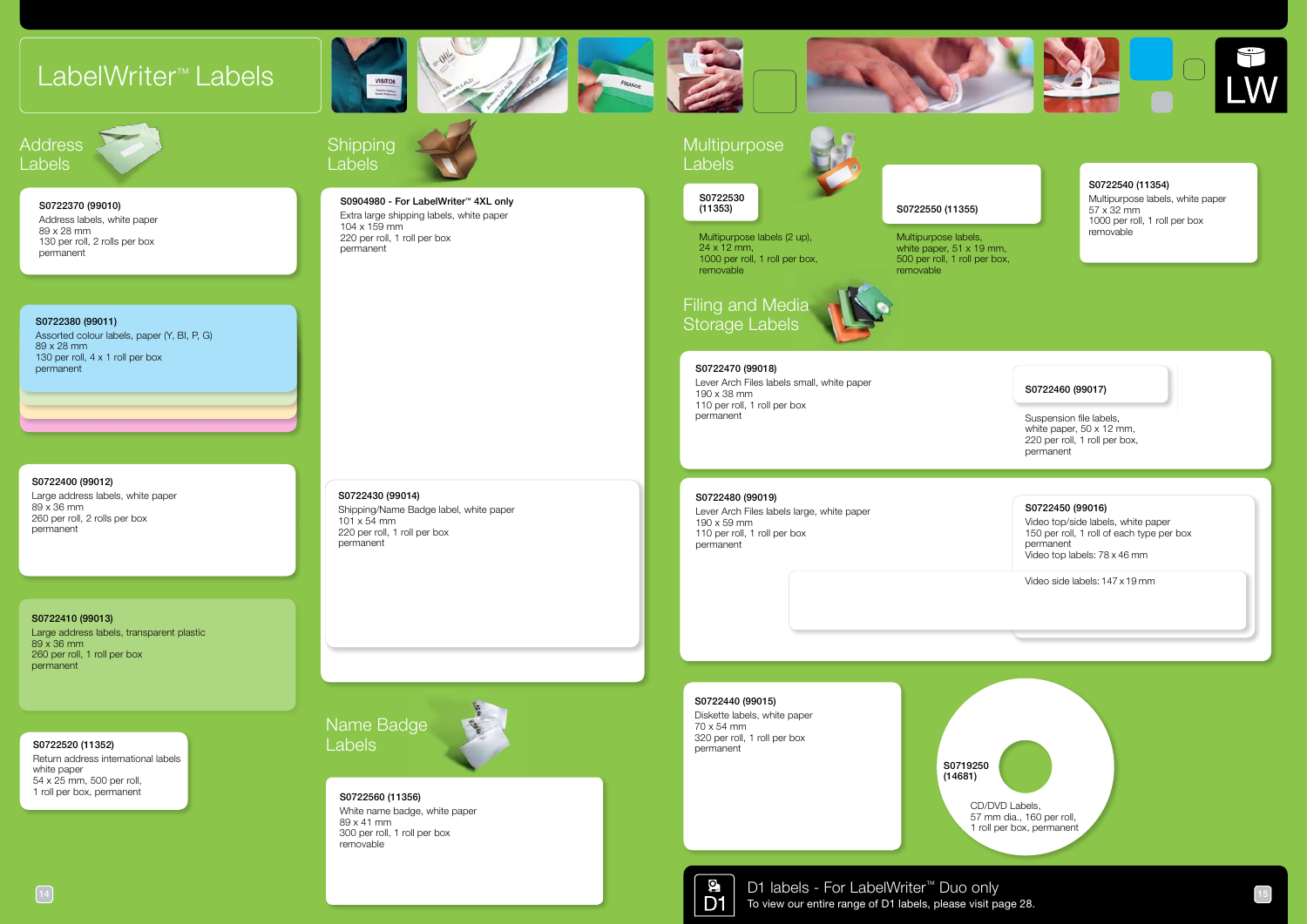# LabelWriter™ Labels

## Address Labels

**S0722370 (99010)**
Address labels, white paper
89 x 28 mm
130 per roll, 2 rolls per box
permanent

**S0722380 (99011)**
Assorted colour labels, paper (Y, Bl, P, G)
89 x 28 mm
130 per roll, 4 x 1 roll per box
permanent

**S0722400 (99012)**
Large address labels, white paper
89 x 36 mm
260 per roll, 2 rolls per box
permanent

**S0722410 (99013)**
Large address labels, transparent plastic
89 x 36 mm
260 per roll, 1 roll per box
permanent

**S0722520 (11352)**
Return address international labels
white paper
54 x 25 mm, 500 per roll,
1 roll per box, permanent

## Shipping Labels

**S0904980 - For LabelWriter™ 4XL only**
Extra large shipping labels, white paper
104 x 159 mm
220 per roll, 1 roll per box
permanent

**S0722430 (99014)**
Shipping/Name Badge label, white paper
101 x 54 mm
220 per roll, 1 roll per box
permanent

## Name Badge Labels

**S0722560 (11356)**
White name badge, white paper
89 x 41 mm
300 per roll, 1 roll per box
removable

## Multipurpose Labels

**S0722530 (11353)**
Multipurpose labels (2 up),
24 x 12 mm,
1000 per roll, 1 roll per box,
removable

**S0722550 (11355)**
Multipurpose labels,
white paper, 51 x 19 mm,
500 per roll, 1 roll per box,
removable

**S0722540 (11354)**
Multipurpose labels, white paper
57 x 32 mm
1000 per roll, 1 roll per box
removable

## Filing and Media Storage Labels

**S0722470 (99018)**
Lever Arch Files labels small, white paper
190 x 38 mm
110 per roll, 1 roll per box
permanent

**S0722460 (99017)**
Suspension file labels,
white paper, 50 x 12 mm,
220 per roll, 1 roll per box,
permanent

**S0722480 (99019)**
Lever Arch Files labels large, white paper
190 x 59 mm
110 per roll, 1 roll per box
permanent

**S0722450 (99016)**
Video top/side labels, white paper
150 per roll, 1 roll of each type per box
permanent
Video top labels: 78 x 46 mm
Video side labels: 147 x 19 mm

**S0722440 (99015)**
Diskette labels, white paper
70 x 54 mm
320 per roll, 1 roll per box
permanent

**S0719250 (14681)**
CD/DVD Labels,
57 mm dia., 160 per roll,
1 roll per box, permanent

**D1 labels - For LabelWriter™ Duo only**
To view our entire range of D1 labels, please visit page 28.